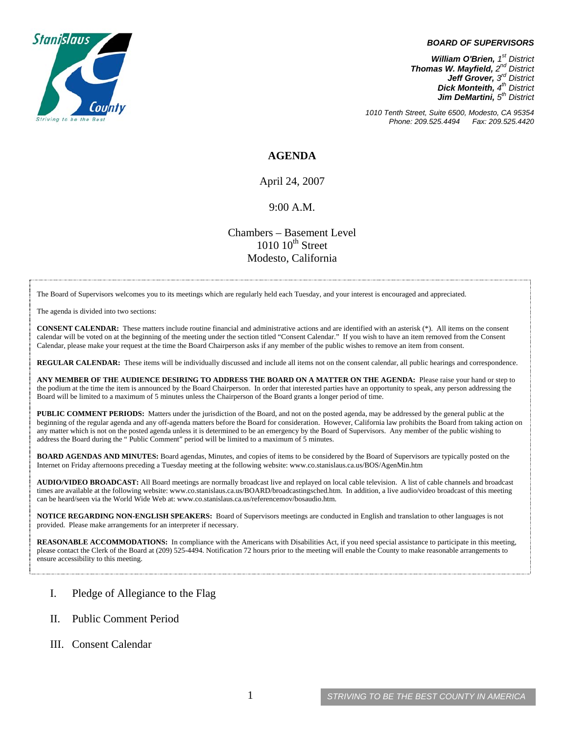**BOARD OF SUPERVISORS**

***William O'Brien**, 1st District*
***Thomas W. Mayfield**, 2nd District*
***Jeff Grover**, 3rd District*
***Dick Monteith**, 4th District*
***Jim DeMartini**, 5th District*

*1010 Tenth Street, Suite 6500, Modesto, CA 95354*
*Phone: 209.525.4494 Fax: 209.525.4420*

# AGENDA

April 24, 2007

9:00 A.M.

Chambers – Basement Level
1010 10th Street
Modesto, California

The Board of Supervisors welcomes you to its meetings which are regularly held each Tuesday, and your interest is encouraged and appreciated.

The agenda is divided into two sections:

**CONSENT CALENDAR:** These matters include routine financial and administrative actions and are identified with an asterisk (*). All items on the consent calendar will be voted on at the beginning of the meeting under the section titled "Consent Calendar." If you wish to have an item removed from the Consent Calendar, please make your request at the time the Board Chairperson asks if any member of the public wishes to remove an item from consent.

**REGULAR CALENDAR:** These items will be individually discussed and include all items not on the consent calendar, all public hearings and correspondence.

**ANY MEMBER OF THE AUDIENCE DESIRING TO ADDRESS THE BOARD ON A MATTER ON THE AGENDA:** Please raise your hand or step to the podium at the time the item is announced by the Board Chairperson. In order that interested parties have an opportunity to speak, any person addressing the Board will be limited to a maximum of 5 minutes unless the Chairperson of the Board grants a longer period of time.

**PUBLIC COMMENT PERIODS:** Matters under the jurisdiction of the Board, and not on the posted agenda, may be addressed by the general public at the beginning of the regular agenda and any off-agenda matters before the Board for consideration. However, California law prohibits the Board from taking action on any matter which is not on the posted agenda unless it is determined to be an emergency by the Board of Supervisors. Any member of the public wishing to address the Board during the " Public Comment" period will be limited to a maximum of 5 minutes.

**BOARD AGENDAS AND MINUTES:** Board agendas, Minutes, and copies of items to be considered by the Board of Supervisors are typically posted on the Internet on Friday afternoons preceding a Tuesday meeting at the following website: www.co.stanislaus.ca.us/BOS/AgenMin.htm

**AUDIO/VIDEO BROADCAST:** All Board meetings are normally broadcast live and replayed on local cable television. A list of cable channels and broadcast times are available at the following website: www.co.stanislaus.ca.us/BOARD/broadcastingsched.htm. In addition, a live audio/video broadcast of this meeting can be heard/seen via the World Wide Web at: www.co.stanislaus.ca.us/referencemov/bosaudio.htm.

**NOTICE REGARDING NON-ENGLISH SPEAKERS:** Board of Supervisors meetings are conducted in English and translation to other languages is not provided. Please make arrangements for an interpreter if necessary.

**REASONABLE ACCOMMODATIONS:** In compliance with the Americans with Disabilities Act, if you need special assistance to participate in this meeting, please contact the Clerk of the Board at (209) 525-4494. Notification 72 hours prior to the meeting will enable the County to make reasonable arrangements to ensure accessibility to this meeting.

I. Pledge of Allegiance to the Flag

II. Public Comment Period

III. Consent Calendar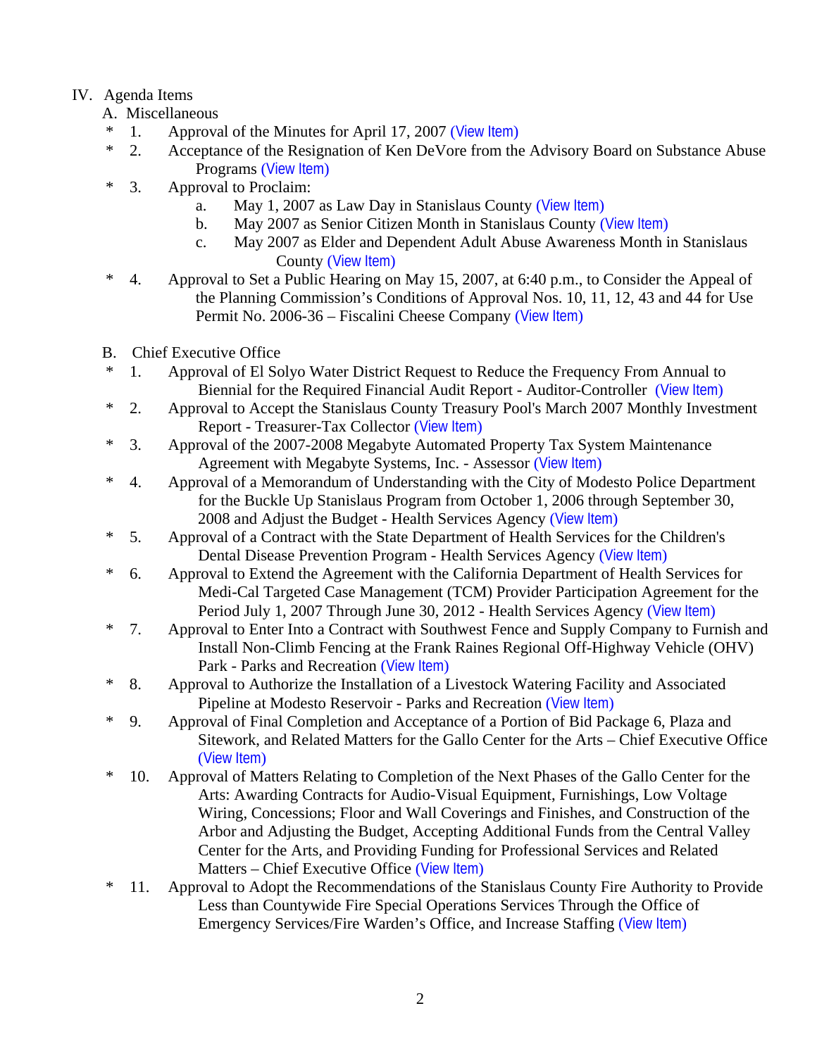IV. Agenda Items

A. Miscellaneous

- \* 1. Approval of the Minutes for April 17, 2007 (View Item)
- \* 2. Acceptance of the Resignation of Ken DeVore from the Advisory Board on Substance Abuse Programs (View Item)
- \* 3. Approval to Proclaim:
  - a. May 1, 2007 as Law Day in Stanislaus County (View Item)
  - b. May 2007 as Senior Citizen Month in Stanislaus County (View Item)
  - c. May 2007 as Elder and Dependent Adult Abuse Awareness Month in Stanislaus County (View Item)
- \* 4. Approval to Set a Public Hearing on May 15, 2007, at 6:40 p.m., to Consider the Appeal of the Planning Commission's Conditions of Approval Nos. 10, 11, 12, 43 and 44 for Use Permit No. 2006-36 – Fiscalini Cheese Company (View Item)

B. Chief Executive Office

- \* 1. Approval of El Solyo Water District Request to Reduce the Frequency From Annual to Biennial for the Required Financial Audit Report - Auditor-Controller (View Item)
- \* 2. Approval to Accept the Stanislaus County Treasury Pool's March 2007 Monthly Investment Report - Treasurer-Tax Collector (View Item)
- \* 3. Approval of the 2007-2008 Megabyte Automated Property Tax System Maintenance Agreement with Megabyte Systems, Inc. - Assessor (View Item)
- \* 4. Approval of a Memorandum of Understanding with the City of Modesto Police Department for the Buckle Up Stanislaus Program from October 1, 2006 through September 30, 2008 and Adjust the Budget - Health Services Agency (View Item)
- \* 5. Approval of a Contract with the State Department of Health Services for the Children's Dental Disease Prevention Program - Health Services Agency (View Item)
- \* 6. Approval to Extend the Agreement with the California Department of Health Services for Medi-Cal Targeted Case Management (TCM) Provider Participation Agreement for the Period July 1, 2007 Through June 30, 2012 - Health Services Agency (View Item)
- \* 7. Approval to Enter Into a Contract with Southwest Fence and Supply Company to Furnish and Install Non-Climb Fencing at the Frank Raines Regional Off-Highway Vehicle (OHV) Park - Parks and Recreation (View Item)
- \* 8. Approval to Authorize the Installation of a Livestock Watering Facility and Associated Pipeline at Modesto Reservoir - Parks and Recreation (View Item)
- \* 9. Approval of Final Completion and Acceptance of a Portion of Bid Package 6, Plaza and Sitework, and Related Matters for the Gallo Center for the Arts – Chief Executive Office (View Item)
- \* 10. Approval of Matters Relating to Completion of the Next Phases of the Gallo Center for the Arts: Awarding Contracts for Audio-Visual Equipment, Furnishings, Low Voltage Wiring, Concessions; Floor and Wall Coverings and Finishes, and Construction of the Arbor and Adjusting the Budget, Accepting Additional Funds from the Central Valley Center for the Arts, and Providing Funding for Professional Services and Related Matters – Chief Executive Office (View Item)
- \* 11. Approval to Adopt the Recommendations of the Stanislaus County Fire Authority to Provide Less than Countywide Fire Special Operations Services Through the Office of Emergency Services/Fire Warden's Office, and Increase Staffing (View Item)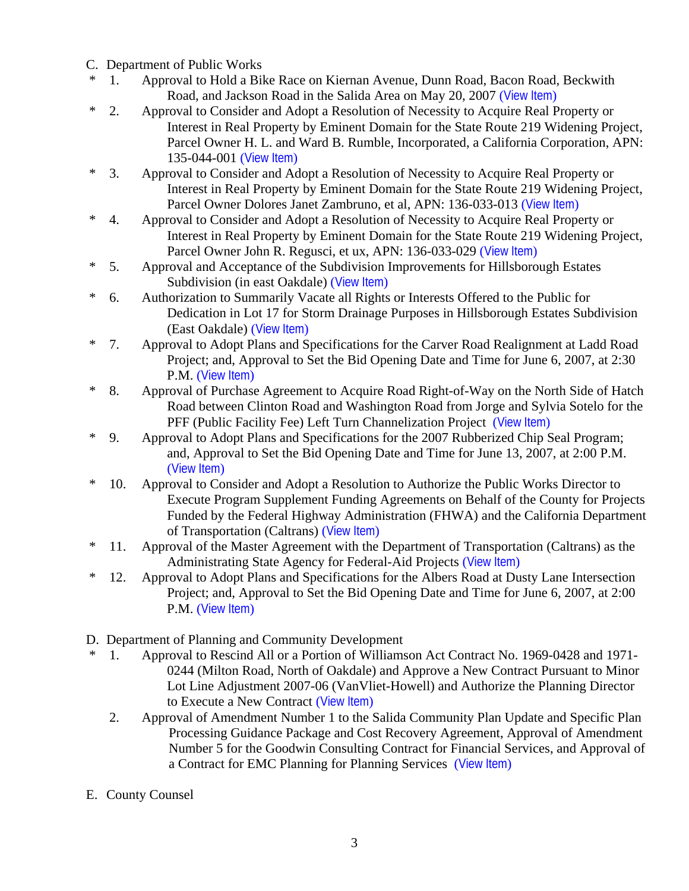C. Department of Public Works

\* 1. Approval to Hold a Bike Race on Kiernan Avenue, Dunn Road, Bacon Road, Beckwith Road, and Jackson Road in the Salida Area on May 20, 2007 (View Item)

\* 2. Approval to Consider and Adopt a Resolution of Necessity to Acquire Real Property or Interest in Real Property by Eminent Domain for the State Route 219 Widening Project, Parcel Owner H. L. and Ward B. Rumble, Incorporated, a California Corporation, APN: 135-044-001 (View Item)

\* 3. Approval to Consider and Adopt a Resolution of Necessity to Acquire Real Property or Interest in Real Property by Eminent Domain for the State Route 219 Widening Project, Parcel Owner Dolores Janet Zambruno, et al, APN: 136-033-013 (View Item)

\* 4. Approval to Consider and Adopt a Resolution of Necessity to Acquire Real Property or Interest in Real Property by Eminent Domain for the State Route 219 Widening Project, Parcel Owner John R. Regusci, et ux, APN: 136-033-029 (View Item)

\* 5. Approval and Acceptance of the Subdivision Improvements for Hillsborough Estates Subdivision (in east Oakdale) (View Item)

\* 6. Authorization to Summarily Vacate all Rights or Interests Offered to the Public for Dedication in Lot 17 for Storm Drainage Purposes in Hillsborough Estates Subdivision (East Oakdale) (View Item)

\* 7. Approval to Adopt Plans and Specifications for the Carver Road Realignment at Ladd Road Project; and, Approval to Set the Bid Opening Date and Time for June 6, 2007, at 2:30 P.M. (View Item)

\* 8. Approval of Purchase Agreement to Acquire Road Right-of-Way on the North Side of Hatch Road between Clinton Road and Washington Road from Jorge and Sylvia Sotelo for the PFF (Public Facility Fee) Left Turn Channelization Project (View Item)

\* 9. Approval to Adopt Plans and Specifications for the 2007 Rubberized Chip Seal Program; and, Approval to Set the Bid Opening Date and Time for June 13, 2007, at 2:00 P.M. (View Item)

\* 10. Approval to Consider and Adopt a Resolution to Authorize the Public Works Director to Execute Program Supplement Funding Agreements on Behalf of the County for Projects Funded by the Federal Highway Administration (FHWA) and the California Department of Transportation (Caltrans) (View Item)

\* 11. Approval of the Master Agreement with the Department of Transportation (Caltrans) as the Administrating State Agency for Federal-Aid Projects (View Item)

\* 12. Approval to Adopt Plans and Specifications for the Albers Road at Dusty Lane Intersection Project; and, Approval to Set the Bid Opening Date and Time for June 6, 2007, at 2:00 P.M. (View Item)

D. Department of Planning and Community Development

\* 1. Approval to Rescind All or a Portion of Williamson Act Contract No. 1969-0428 and 1971-0244 (Milton Road, North of Oakdale) and Approve a New Contract Pursuant to Minor Lot Line Adjustment 2007-06 (VanVliet-Howell) and Authorize the Planning Director to Execute a New Contract (View Item)

2. Approval of Amendment Number 1 to the Salida Community Plan Update and Specific Plan Processing Guidance Package and Cost Recovery Agreement, Approval of Amendment Number 5 for the Goodwin Consulting Contract for Financial Services, and Approval of a Contract for EMC Planning for Planning Services (View Item)

E. County Counsel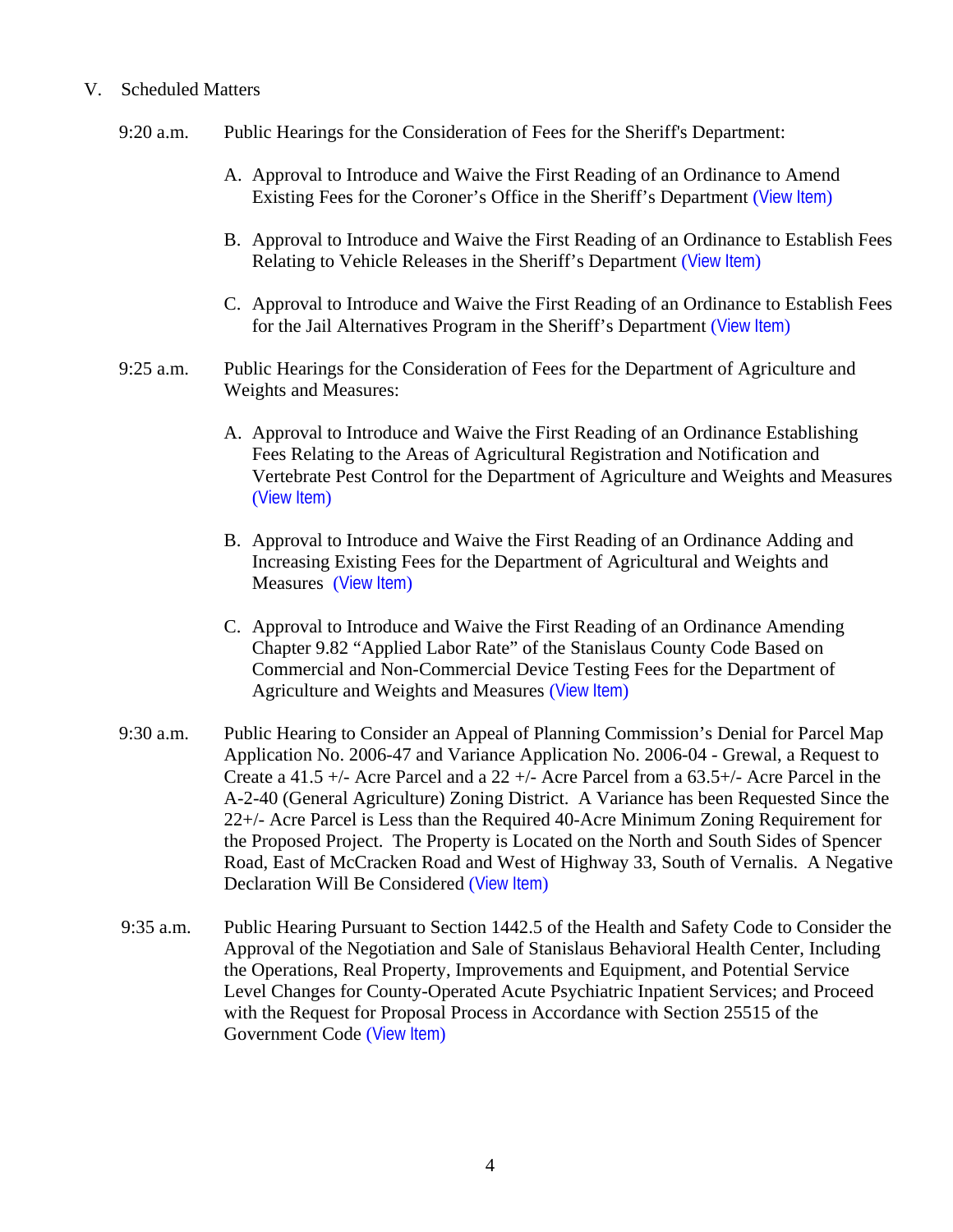V. Scheduled Matters

9:20 a.m. Public Hearings for the Consideration of Fees for the Sheriff's Department:

A. Approval to Introduce and Waive the First Reading of an Ordinance to Amend Existing Fees for the Coroner's Office in the Sheriff's Department (View Item)

B. Approval to Introduce and Waive the First Reading of an Ordinance to Establish Fees Relating to Vehicle Releases in the Sheriff's Department (View Item)

C. Approval to Introduce and Waive the First Reading of an Ordinance to Establish Fees for the Jail Alternatives Program in the Sheriff's Department (View Item)

9:25 a.m. Public Hearings for the Consideration of Fees for the Department of Agriculture and Weights and Measures:

A. Approval to Introduce and Waive the First Reading of an Ordinance Establishing Fees Relating to the Areas of Agricultural Registration and Notification and Vertebrate Pest Control for the Department of Agriculture and Weights and Measures (View Item)

B. Approval to Introduce and Waive the First Reading of an Ordinance Adding and Increasing Existing Fees for the Department of Agricultural and Weights and Measures (View Item)

C. Approval to Introduce and Waive the First Reading of an Ordinance Amending Chapter 9.82 "Applied Labor Rate" of the Stanislaus County Code Based on Commercial and Non-Commercial Device Testing Fees for the Department of Agriculture and Weights and Measures (View Item)

9:30 a.m. Public Hearing to Consider an Appeal of Planning Commission's Denial for Parcel Map Application No. 2006-47 and Variance Application No. 2006-04 - Grewal, a Request to Create a 41.5 +/- Acre Parcel and a 22 +/- Acre Parcel from a 63.5+/- Acre Parcel in the A-2-40 (General Agriculture) Zoning District. A Variance has been Requested Since the 22+/- Acre Parcel is Less than the Required 40-Acre Minimum Zoning Requirement for the Proposed Project. The Property is Located on the North and South Sides of Spencer Road, East of McCracken Road and West of Highway 33, South of Vernalis. A Negative Declaration Will Be Considered (View Item)

9:35 a.m. Public Hearing Pursuant to Section 1442.5 of the Health and Safety Code to Consider the Approval of the Negotiation and Sale of Stanislaus Behavioral Health Center, Including the Operations, Real Property, Improvements and Equipment, and Potential Service Level Changes for County-Operated Acute Psychiatric Inpatient Services; and Proceed with the Request for Proposal Process in Accordance with Section 25515 of the Government Code (View Item)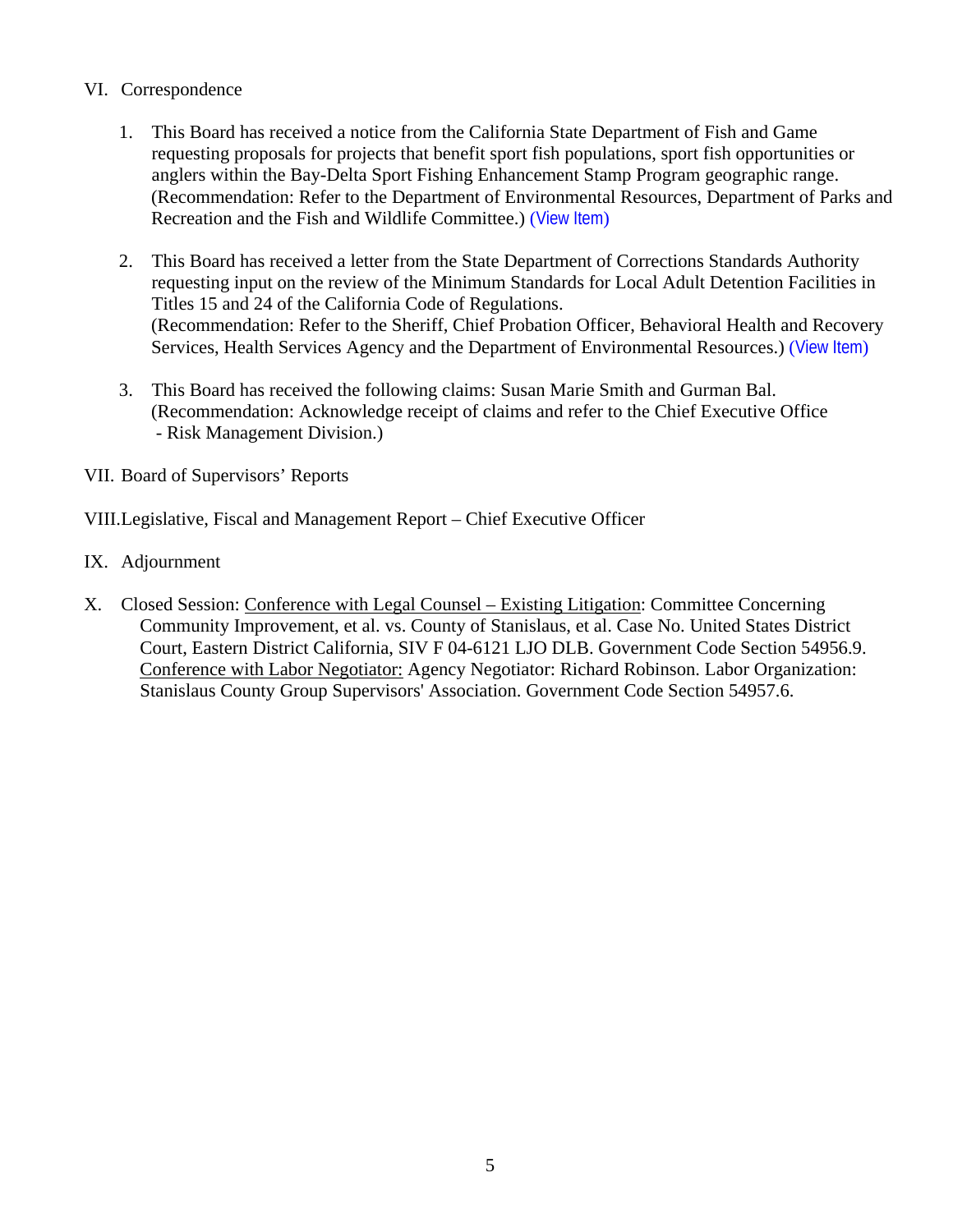VI. Correspondence

1. This Board has received a notice from the California State Department of Fish and Game requesting proposals for projects that benefit sport fish populations, sport fish opportunities or anglers within the Bay-Delta Sport Fishing Enhancement Stamp Program geographic range. (Recommendation: Refer to the Department of Environmental Resources, Department of Parks and Recreation and the Fish and Wildlife Committee.) (View Item)

2. This Board has received a letter from the State Department of Corrections Standards Authority requesting input on the review of the Minimum Standards for Local Adult Detention Facilities in Titles 15 and 24 of the California Code of Regulations.
(Recommendation: Refer to the Sheriff, Chief Probation Officer, Behavioral Health and Recovery Services, Health Services Agency and the Department of Environmental Resources.) (View Item)

3. This Board has received the following claims: Susan Marie Smith and Gurman Bal.
(Recommendation: Acknowledge receipt of claims and refer to the Chief Executive Office - Risk Management Division.)

VII. Board of Supervisors' Reports

VIII. Legislative, Fiscal and Management Report – Chief Executive Officer

IX. Adjournment

X. Closed Session: Conference with Legal Counsel – Existing Litigation: Committee Concerning Community Improvement, et al. vs. County of Stanislaus, et al. Case No. United States District Court, Eastern District California, SIV F 04-6121 LJO DLB. Government Code Section 54956.9. Conference with Labor Negotiator: Agency Negotiator: Richard Robinson. Labor Organization: Stanislaus County Group Supervisors' Association. Government Code Section 54957.6.